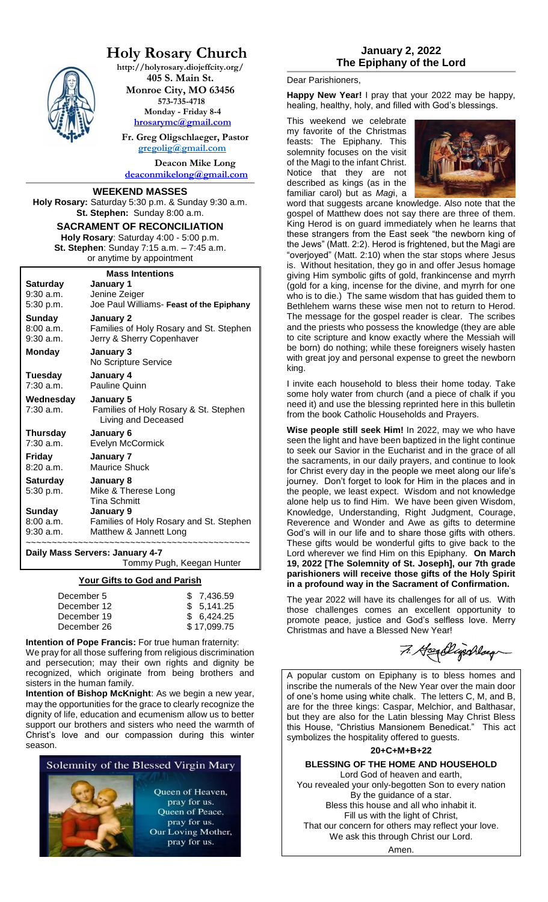# Holy Rosary Church

http://holyrosary.diojeffcity.org/
405 S. Main St.
Monroe City, MO 63456
573-735-4718
Monday - Friday 8-4
hrosarymc@gmail.com

**Fr. Greg Oligschlaeger, Pastor**
gregolig@gmail.com

**Deacon Mike Long**
deaconmikelong@gmail.com

## WEEKEND MASSES

**Holy Rosary:** Saturday 5:30 p.m. & Sunday 9:30 a.m.
**St. Stephen:** Sunday 8:00 a.m.

## SACRAMENT OF RECONCILIATION

**Holy Rosary**: Saturday 4:00 - 5:00 p.m.
**St. Stephen**: Sunday 7:15 a.m. – 7:45 a.m.
or anytime by appointment

### Mass Intentions

| | |
|---|---|
| **Saturday** | **January 1** |
| 9:30 a.m. | Jenine Zeiger |
| 5:30 p.m. | Joe Paul Williams- **Feast of the Epiphany** |
| **Sunday** | **January 2** |
| 8:00 a.m. | Families of Holy Rosary and St. Stephen |
| 9:30 a.m. | Jerry & Sherry Copenhaver |
| **Monday** | **January 3** |
| | No Scripture Service |
| **Tuesday** | **January 4** |
| 7:30 a.m. | Pauline Quinn |
| **Wednesday** | **January 5** |
| 7:30 a.m. | Families of Holy Rosary & St. Stephen Living and Deceased |
| **Thursday** | **January 6** |
| 7:30 a.m. | Evelyn McCormick |
| **Friday** | **January 7** |
| 8:20 a.m. | Maurice Shuck |
| **Saturday** | **January 8** |
| 5:30 p.m. | Mike & Therese Long |
| | Tina Schmitt |
| **Sunday** | **January 9** |
| 8:00 a.m. | Families of Holy Rosary and St. Stephen |
| 9:30 a.m. | Matthew & Jannett Long |

**Daily Mass Servers: January 4-7**
Tommy Pugh, Keegan Hunter

### Your Gifts to God and Parish

| | |
|---|---|
| December 5 | $ 7,436.59 |
| December 12 | $ 5,141.25 |
| December 19 | $ 6,424.25 |
| December 26 | $ 17,099.75 |

**Intention of Pope Francis:** For true human fraternity: We pray for all those suffering from religious discrimination and persecution; may their own rights and dignity be recognized, which originate from being brothers and sisters in the human family.

**Intention of Bishop McKnight**: As we begin a new year, may the opportunities for the grace to clearly recognize the dignity of life, education and ecumenism allow us to better support our brothers and sisters who need the warmth of Christ's love and our compassion during this winter season.

**Solemnity of the Blessed Virgin Mary**

Queen of Heaven, pray for us.
Queen of Peace, pray for us.
Our Loving Mother, pray for us.

## January 2, 2022
## The Epiphany of the Lord

Dear Parishioners,

**Happy New Year!** I pray that your 2022 may be happy, healing, healthy, holy, and filled with God's blessings.

This weekend we celebrate my favorite of the Christmas feasts: The Epiphany. This solemnity focuses on the visit of the Magi to the infant Christ. Notice that they are not described as kings (as in the familiar carol) but as *Magi*, a word that suggests arcane knowledge. Also note that the gospel of Matthew does not say there are three of them. King Herod is on guard immediately when he learns that these strangers from the East seek "the newborn king of the Jews" (Matt. 2:2). Herod is frightened, but the Magi are "overjoyed" (Matt. 2:10) when the star stops where Jesus is. Without hesitation, they go in and offer Jesus homage giving Him symbolic gifts of gold, frankincense and myrrh (gold for a king, incense for the divine, and myrrh for one who is to die.) The same wisdom that has guided them to Bethlehem warns these wise men not to return to Herod. The message for the gospel reader is clear. The scribes and the priests who possess the knowledge (they are able to cite scripture and know exactly where the Messiah will be born) do nothing; while these foreigners wisely hasten with great joy and personal expense to greet the newborn king.

I invite each household to bless their home today. Take some holy water from church (and a piece of chalk if you need it) and use the blessing reprinted here in this bulletin from the book Catholic Households and Prayers.

**Wise people still seek Him!** In 2022, may we who have seen the light and have been baptized in the light continue to seek our Savior in the Eucharist and in the grace of all the sacraments, in our daily prayers, and continue to look for Christ every day in the people we meet along our life's journey. Don't forget to look for Him in the places and in the people, we least expect. Wisdom and not knowledge alone help us to find Him. We have been given Wisdom, Knowledge, Understanding, Right Judgment, Courage, Reverence and Wonder and Awe as gifts to determine God's will in our life and to share those gifts with others. These gifts would be wonderful gifts to give back to the Lord wherever we find Him on this Epiphany. **On March 19, 2022 [The Solemnity of St. Joseph], our 7th grade parishioners will receive those gifts of the Holy Spirit in a profound way in the Sacrament of Confirmation.**

The year 2022 will have its challenges for all of us. With those challenges comes an excellent opportunity to promote peace, justice and God's selfless love. Merry Christmas and have a Blessed New Year!

Fr. Greg Oligschlaeger

A popular custom on Epiphany is to bless homes and inscribe the numerals of the New Year over the main door of one's home using white chalk. The letters C, M, and B, are for the three kings: Caspar, Melchior, and Balthasar, but they are also for the Latin blessing May Christ Bless this House, "Christius Mansionem Benedicat." This act symbolizes the hospitality offered to guests.

**20+C+M+B+22**

**BLESSING OF THE HOME AND HOUSEHOLD**

Lord God of heaven and earth,
You revealed your only-begotten Son to every nation
By the guidance of a star.
Bless this house and all who inhabit it.
Fill us with the light of Christ,
That our concern for others may reflect your love.
We ask this through Christ our Lord.
Amen.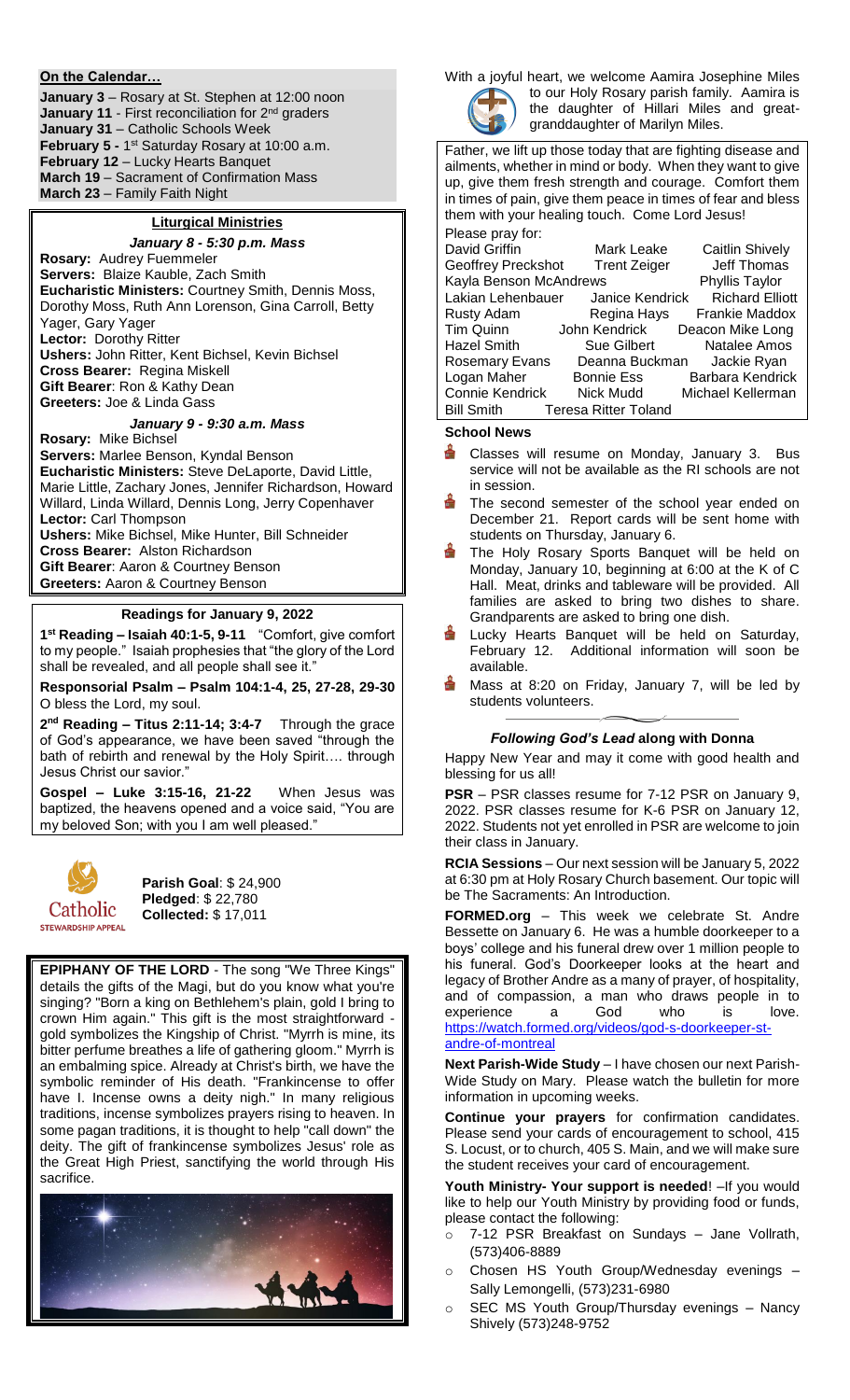## On the Calendar…

**January 3** – Rosary at St. Stephen at 12:00 noon
**January 11** - First reconciliation for 2nd graders
**January 31** – Catholic Schools Week
**February 5 -** 1st Saturday Rosary at 10:00 a.m.
**February 12** – Lucky Hearts Banquet
**March 19** – Sacrament of Confirmation Mass
**March 23** – Family Faith Night

## Liturgical Ministries

### *January 8 - 5:30 p.m. Mass*

**Rosary:** Audrey Fuemmeler
**Servers:** Blaize Kauble, Zach Smith
**Eucharistic Ministers:** Courtney Smith, Dennis Moss, Dorothy Moss, Ruth Ann Lorenson, Gina Carroll, Betty Yager, Gary Yager
**Lector:** Dorothy Ritter
**Ushers:** John Ritter, Kent Bichsel, Kevin Bichsel
**Cross Bearer:** Regina Miskell
**Gift Bearer**: Ron & Kathy Dean
**Greeters:** Joe & Linda Gass

### *January 9 - 9:30 a.m. Mass*

**Rosary:** Mike Bichsel
**Servers:** Marlee Benson, Kyndal Benson
**Eucharistic Ministers:** Steve DeLaporte, David Little, Marie Little, Zachary Jones, Jennifer Richardson, Howard Willard, Linda Willard, Dennis Long, Jerry Copenhaver
**Lector:** Carl Thompson
**Ushers:** Mike Bichsel, Mike Hunter, Bill Schneider
**Cross Bearer:** Alston Richardson
**Gift Bearer**: Aaron & Courtney Benson
**Greeters:** Aaron & Courtney Benson

## Readings for January 9, 2022

**1st Reading – Isaiah 40:1-5, 9-11** "Comfort, give comfort to my people." Isaiah prophesies that "the glory of the Lord shall be revealed, and all people shall see it."

**Responsorial Psalm – Psalm 104:1-4, 25, 27-28, 29-30** O bless the Lord, my soul.

**2nd Reading – Titus 2:11-14; 3:4-7** Through the grace of God's appearance, we have been saved "through the bath of rebirth and renewal by the Holy Spirit…. through Jesus Christ our savior."

**Gospel – Luke 3:15-16, 21-22** When Jesus was baptized, the heavens opened and a voice said, "You are my beloved Son; with you I am well pleased."

Catholic STEWARDSHIP APPEAL

**Parish Goal**: $ 24,900
**Pledged**: $ 22,780
**Collected:** $ 17,011

**EPIPHANY OF THE LORD** - The song "We Three Kings" details the gifts of the Magi, but do you know what you're singing? "Born a king on Bethlehem's plain, gold I bring to crown Him again." This gift is the most straightforward - gold symbolizes the Kingship of Christ. "Myrrh is mine, its bitter perfume breathes a life of gathering gloom." Myrrh is an embalming spice. Already at Christ's birth, we have the symbolic reminder of His death. "Frankincense to offer have I. Incense owns a deity nigh." In many religious traditions, incense symbolizes prayers rising to heaven. In some pagan traditions, it is thought to help "call down" the deity. The gift of frankincense symbolizes Jesus' role as the Great High Priest, sanctifying the world through His sacrifice.

With a joyful heart, we welcome Aamira Josephine Miles to our Holy Rosary parish family. Aamira is the daughter of Hillari Miles and great-granddaughter of Marilyn Miles.

Father, we lift up those today that are fighting disease and ailments, whether in mind or body. When they want to give up, give them fresh strength and courage. Comfort them in times of pain, give them peace in times of fear and bless them with your healing touch. Come Lord Jesus!

Please pray for:

| | | |
|---|---|---|
| David Griffin | Mark Leake | Caitlin Shively |
| Geoffrey Preckshot | Trent Zeiger | Jeff Thomas |
| Kayla Benson McAndrews | | Phyllis Taylor |
| Lakian Lehenbauer | Janice Kendrick | Richard Elliott |
| Rusty Adam | Regina Hays | Frankie Maddox |
| Tim Quinn | John Kendrick | Deacon Mike Long |
| Hazel Smith | Sue Gilbert | Natalee Amos |
| Rosemary Evans | Deanna Buckman | Jackie Ryan |
| Logan Maher | Bonnie Ess | Barbara Kendrick |
| Connie Kendrick | Nick Mudd | Michael Kellerman |
| Bill Smith | Teresa Ritter Toland | |

## School News

- Classes will resume on Monday, January 3. Bus service will not be available as the RI schools are not in session.
- The second semester of the school year ended on December 21. Report cards will be sent home with students on Thursday, January 6.
- The Holy Rosary Sports Banquet will be held on Monday, January 10, beginning at 6:00 at the K of C Hall. Meat, drinks and tableware will be provided. All families are asked to bring two dishes to share. Grandparents are asked to bring one dish.
- Lucky Hearts Banquet will be held on Saturday, February 12. Additional information will soon be available.
- Mass at 8:20 on Friday, January 7, will be led by students volunteers.

### *Following God's Lead* along with Donna

Happy New Year and may it come with good health and blessing for us all!

**PSR** – PSR classes resume for 7-12 PSR on January 9, 2022. PSR classes resume for K-6 PSR on January 12, 2022. Students not yet enrolled in PSR are welcome to join their class in January.

**RCIA Sessions** – Our next session will be January 5, 2022 at 6:30 pm at Holy Rosary Church basement. Our topic will be The Sacraments: An Introduction.

**FORMED.org** – This week we celebrate St. Andre Bessette on January 6. He was a humble doorkeeper to a boys' college and his funeral drew over 1 million people to his funeral. God's Doorkeeper looks at the heart and legacy of Brother Andre as a many of prayer, of hospitality, and of compassion, a man who draws people in to experience a God who is love. https://watch.formed.org/videos/god-s-doorkeeper-st-andre-of-montreal

**Next Parish-Wide Study** – I have chosen our next Parish-Wide Study on Mary. Please watch the bulletin for more information in upcoming weeks.

**Continue your prayers** for confirmation candidates. Please send your cards of encouragement to school, 415 S. Locust, or to church, 405 S. Main, and we will make sure the student receives your card of encouragement.

**Youth Ministry- Your support is needed**! –If you would like to help our Youth Ministry by providing food or funds, please contact the following:

- 7-12 PSR Breakfast on Sundays – Jane Vollrath, (573)406-8889
- Chosen HS Youth Group/Wednesday evenings – Sally Lemongelli, (573)231-6980
- SEC MS Youth Group/Thursday evenings – Nancy Shively (573)248-9752